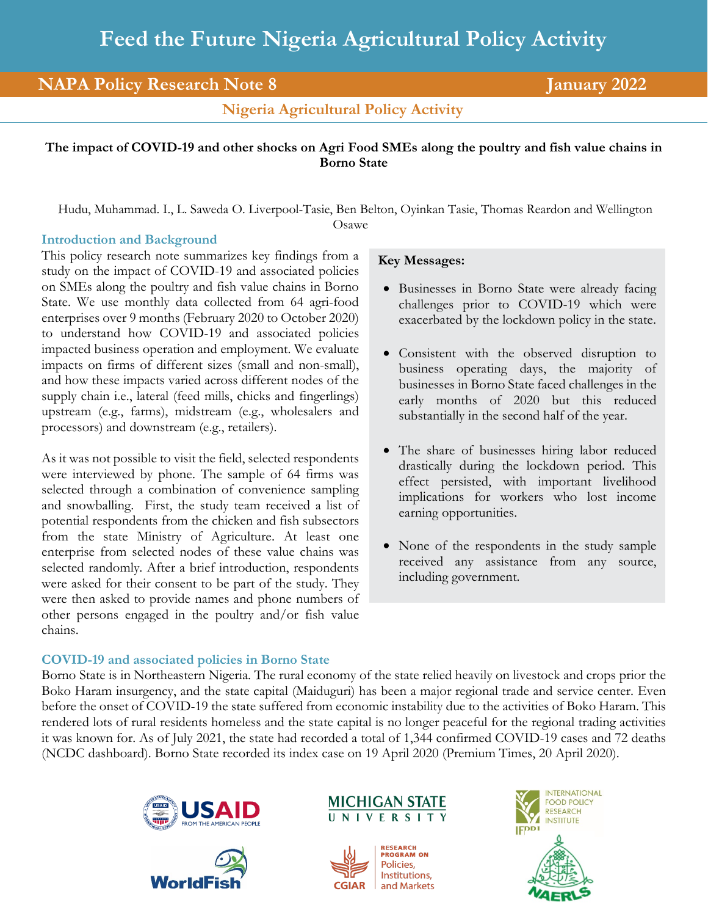# Feed the Future Nigeria Agricultural Policy Activity

**NAPA Policy Research Note 8** — **January 2022**

**Nigeria Agricultural Policy Activity**

## The impact of COVID-19 and other shocks on Agri Food SMEs along the poultry and fish value chains in Borno State

Hudu, Muhammad. I., L. Saweda O. Liverpool-Tasie, Ben Belton, Oyinkan Tasie, Thomas Reardon and Wellington Osawe

### Introduction and Background

This policy research note summarizes key findings from a study on the impact of COVID-19 and associated policies on SMEs along the poultry and fish value chains in Borno State. We use monthly data collected from 64 agri-food enterprises over 9 months (February 2020 to October 2020) to understand how COVID-19 and associated policies impacted business operation and employment. We evaluate impacts on firms of different sizes (small and non-small), and how these impacts varied across different nodes of the supply chain i.e., lateral (feed mills, chicks and fingerlings) upstream (e.g., farms), midstream (e.g., wholesalers and processors) and downstream (e.g., retailers).

As it was not possible to visit the field, selected respondents were interviewed by phone. The sample of 64 firms was selected through a combination of convenience sampling and snowballing. First, the study team received a list of potential respondents from the chicken and fish subsectors from the state Ministry of Agriculture. At least one enterprise from selected nodes of these value chains was selected randomly. After a brief introduction, respondents were asked for their consent to be part of the study. They were then asked to provide names and phone numbers of other persons engaged in the poultry and/or fish value chains.

**Key Messages:**

- Businesses in Borno State were already facing challenges prior to COVID-19 which were exacerbated by the lockdown policy in the state.
- Consistent with the observed disruption to business operating days, the majority of businesses in Borno State faced challenges in the early months of 2020 but this reduced substantially in the second half of the year.
- The share of businesses hiring labor reduced drastically during the lockdown period. This effect persisted, with important livelihood implications for workers who lost income earning opportunities.
- None of the respondents in the study sample received any assistance from any source, including government.

### COVID-19 and associated policies in Borno State

Borno State is in Northeastern Nigeria. The rural economy of the state relied heavily on livestock and crops prior the Boko Haram insurgency, and the state capital (Maiduguri) has been a major regional trade and service center. Even before the onset of COVID-19 the state suffered from economic instability due to the activities of Boko Haram. This rendered lots of rural residents homeless and the state capital is no longer peaceful for the regional trading activities it was known for. As of July 2021, the state had recorded a total of 1,344 confirmed COVID-19 cases and 72 deaths (NCDC dashboard). Borno State recorded its index case on 19 April 2020 (Premium Times, 20 April 2020).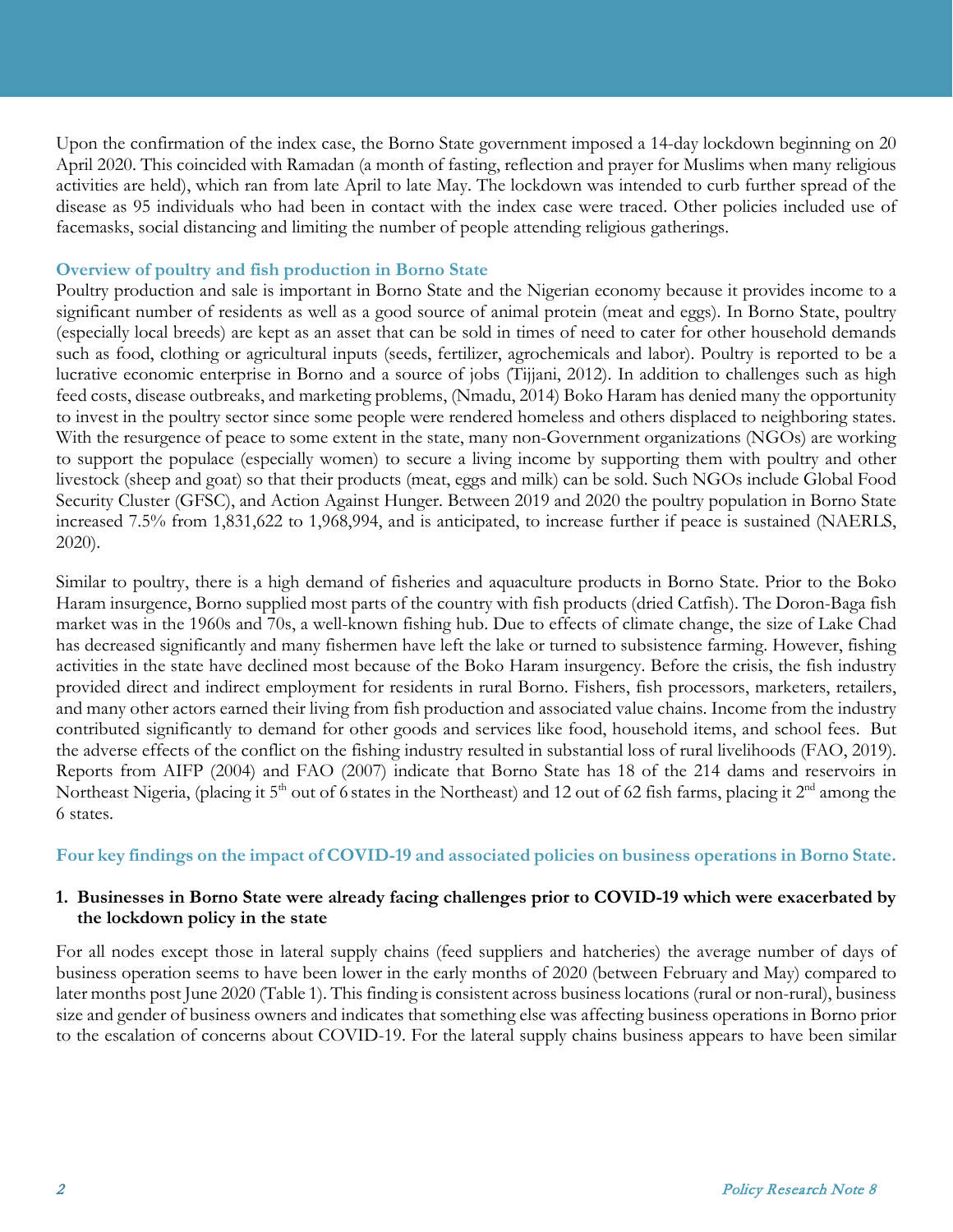Upon the confirmation of the index case, the Borno State government imposed a 14-day lockdown beginning on 20 April 2020. This coincided with Ramadan (a month of fasting, reflection and prayer for Muslims when many religious activities are held), which ran from late April to late May. The lockdown was intended to curb further spread of the disease as 95 individuals who had been in contact with the index case were traced. Other policies included use of facemasks, social distancing and limiting the number of people attending religious gatherings.

### Overview of poultry and fish production in Borno State

Poultry production and sale is important in Borno State and the Nigerian economy because it provides income to a significant number of residents as well as a good source of animal protein (meat and eggs). In Borno State, poultry (especially local breeds) are kept as an asset that can be sold in times of need to cater for other household demands such as food, clothing or agricultural inputs (seeds, fertilizer, agrochemicals and labor). Poultry is reported to be a lucrative economic enterprise in Borno and a source of jobs (Tijjani, 2012). In addition to challenges such as high feed costs, disease outbreaks, and marketing problems, (Nmadu, 2014) Boko Haram has denied many the opportunity to invest in the poultry sector since some people were rendered homeless and others displaced to neighboring states. With the resurgence of peace to some extent in the state, many non-Government organizations (NGOs) are working to support the populace (especially women) to secure a living income by supporting them with poultry and other livestock (sheep and goat) so that their products (meat, eggs and milk) can be sold. Such NGOs include Global Food Security Cluster (GFSC), and Action Against Hunger. Between 2019 and 2020 the poultry population in Borno State increased 7.5% from 1,831,622 to 1,968,994, and is anticipated, to increase further if peace is sustained (NAERLS, 2020).

Similar to poultry, there is a high demand of fisheries and aquaculture products in Borno State. Prior to the Boko Haram insurgence, Borno supplied most parts of the country with fish products (dried Catfish). The Doron-Baga fish market was in the 1960s and 70s, a well-known fishing hub. Due to effects of climate change, the size of Lake Chad has decreased significantly and many fishermen have left the lake or turned to subsistence farming. However, fishing activities in the state have declined most because of the Boko Haram insurgency. Before the crisis, the fish industry provided direct and indirect employment for residents in rural Borno. Fishers, fish processors, marketers, retailers, and many other actors earned their living from fish production and associated value chains. Income from the industry contributed significantly to demand for other goods and services like food, household items, and school fees. But the adverse effects of the conflict on the fishing industry resulted in substantial loss of rural livelihoods (FAO, 2019). Reports from AIFP (2004) and FAO (2007) indicate that Borno State has 18 of the 214 dams and reservoirs in Northeast Nigeria, (placing it 5th out of 6 states in the Northeast) and 12 out of 62 fish farms, placing it 2nd among the 6 states.

### Four key findings on the impact of COVID-19 and associated policies on business operations in Borno State.

#### 1. Businesses in Borno State were already facing challenges prior to COVID-19 which were exacerbated by the lockdown policy in the state

For all nodes except those in lateral supply chains (feed suppliers and hatcheries) the average number of days of business operation seems to have been lower in the early months of 2020 (between February and May) compared to later months post June 2020 (Table 1). This finding is consistent across business locations (rural or non-rural), business size and gender of business owners and indicates that something else was affecting business operations in Borno prior to the escalation of concerns about COVID-19. For the lateral supply chains business appears to have been similar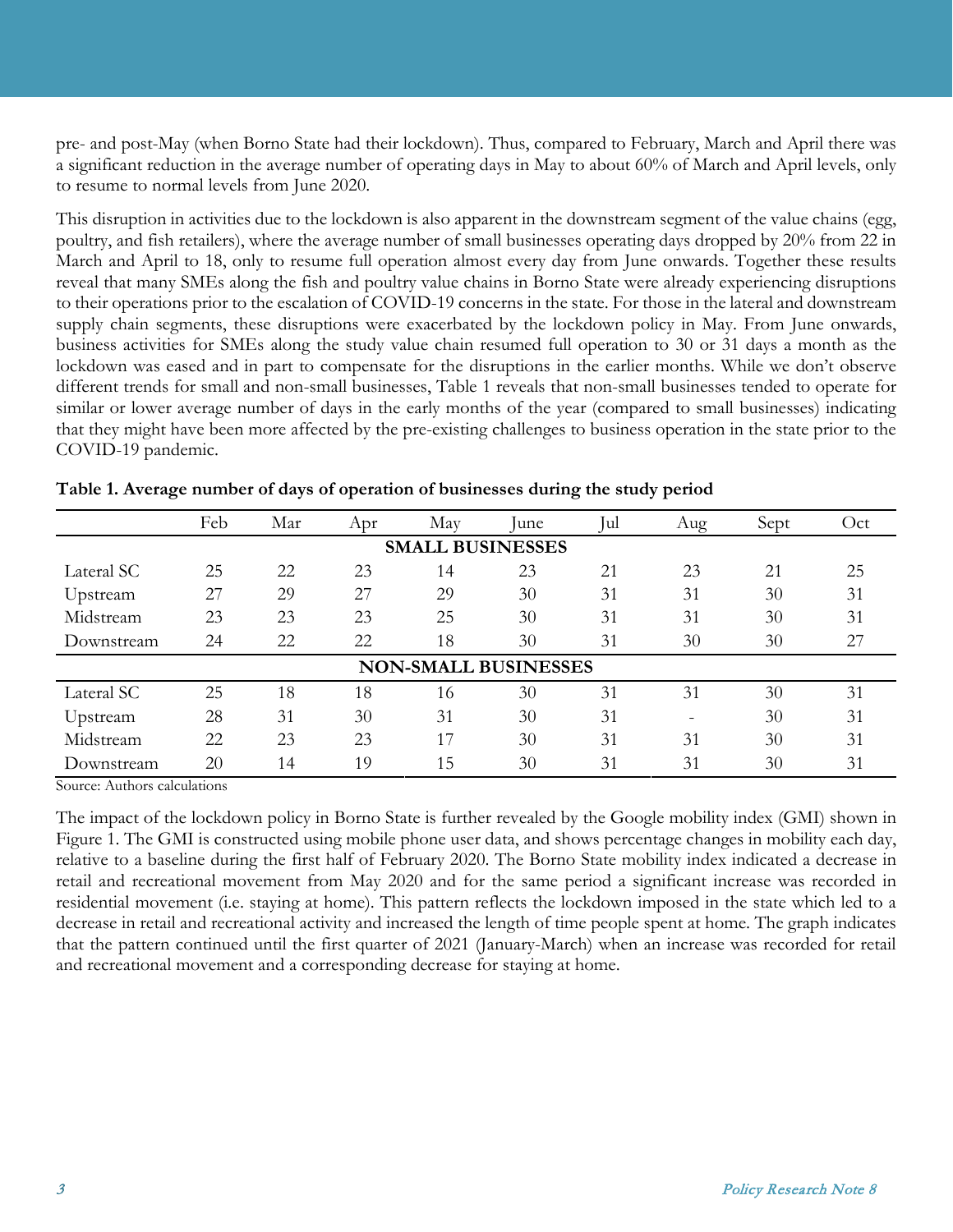pre- and post-May (when Borno State had their lockdown). Thus, compared to February, March and April there was a significant reduction in the average number of operating days in May to about 60% of March and April levels, only to resume to normal levels from June 2020.

This disruption in activities due to the lockdown is also apparent in the downstream segment of the value chains (egg, poultry, and fish retailers), where the average number of small businesses operating days dropped by 20% from 22 in March and April to 18, only to resume full operation almost every day from June onwards. Together these results reveal that many SMEs along the fish and poultry value chains in Borno State were already experiencing disruptions to their operations prior to the escalation of COVID-19 concerns in the state. For those in the lateral and downstream supply chain segments, these disruptions were exacerbated by the lockdown policy in May. From June onwards, business activities for SMEs along the study value chain resumed full operation to 30 or 31 days a month as the lockdown was eased and in part to compensate for the disruptions in the earlier months. While we don't observe different trends for small and non-small businesses, Table 1 reveals that non-small businesses tended to operate for similar or lower average number of days in the early months of the year (compared to small businesses) indicating that they might have been more affected by the pre-existing challenges to business operation in the state prior to the COVID-19 pandemic.

**Table 1. Average number of days of operation of businesses during the study period**

| | Feb | Mar | Apr | May | June | Jul | Aug | Sept | Oct |
|---|---|---|---|---|---|---|---|---|---|
| **SMALL BUSINESSES** | | | | | | | | | |
| Lateral SC | 25 | 22 | 23 | 14 | 23 | 21 | 23 | 21 | 25 |
| Upstream | 27 | 29 | 27 | 29 | 30 | 31 | 31 | 30 | 31 |
| Midstream | 23 | 23 | 23 | 25 | 30 | 31 | 31 | 30 | 31 |
| Downstream | 24 | 22 | 22 | 18 | 30 | 31 | 30 | 30 | 27 |
| **NON-SMALL BUSINESSES** | | | | | | | | | |
| Lateral SC | 25 | 18 | 18 | 16 | 30 | 31 | 31 | 30 | 31 |
| Upstream | 28 | 31 | 30 | 31 | 30 | 31 | - | 30 | 31 |
| Midstream | 22 | 23 | 23 | 17 | 30 | 31 | 31 | 30 | 31 |
| Downstream | 20 | 14 | 19 | 15 | 30 | 31 | 31 | 30 | 31 |

Source: Authors calculations

The impact of the lockdown policy in Borno State is further revealed by the Google mobility index (GMI) shown in Figure 1. The GMI is constructed using mobile phone user data, and shows percentage changes in mobility each day, relative to a baseline during the first half of February 2020. The Borno State mobility index indicated a decrease in retail and recreational movement from May 2020 and for the same period a significant increase was recorded in residential movement (i.e. staying at home). This pattern reflects the lockdown imposed in the state which led to a decrease in retail and recreational activity and increased the length of time people spent at home. The graph indicates that the pattern continued until the first quarter of 2021 (January-March) when an increase was recorded for retail and recreational movement and a corresponding decrease for staying at home.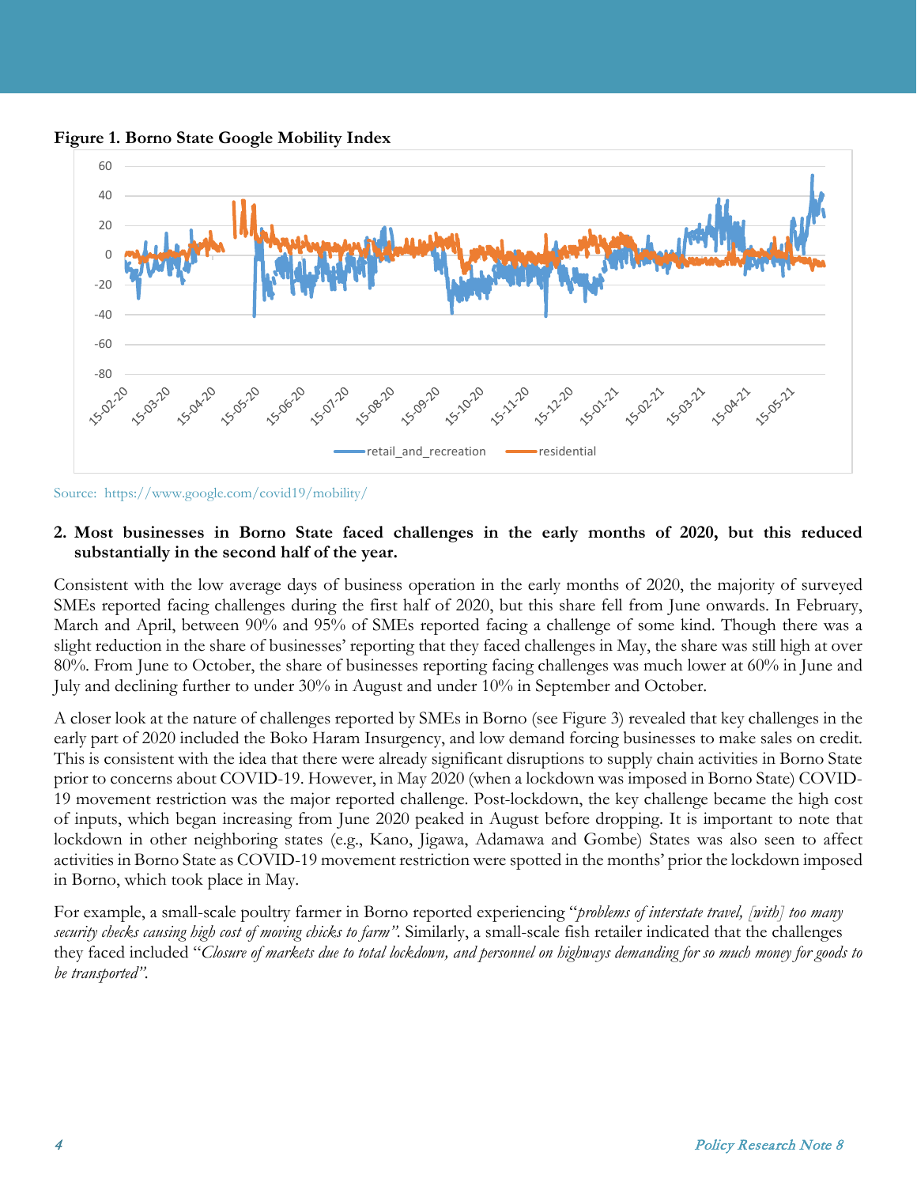**Figure 1. Borno State Google Mobility Index**

Source: https://www.google.com/covid19/mobility/

**2. Most businesses in Borno State faced challenges in the early months of 2020, but this reduced substantially in the second half of the year.**

Consistent with the low average days of business operation in the early months of 2020, the majority of surveyed SMEs reported facing challenges during the first half of 2020, but this share fell from June onwards. In February, March and April, between 90% and 95% of SMEs reported facing a challenge of some kind. Though there was a slight reduction in the share of businesses' reporting that they faced challenges in May, the share was still high at over 80%. From June to October, the share of businesses reporting facing challenges was much lower at 60% in June and July and declining further to under 30% in August and under 10% in September and October.

A closer look at the nature of challenges reported by SMEs in Borno (see Figure 3) revealed that key challenges in the early part of 2020 included the Boko Haram Insurgency, and low demand forcing businesses to make sales on credit. This is consistent with the idea that there were already significant disruptions to supply chain activities in Borno State prior to concerns about COVID-19. However, in May 2020 (when a lockdown was imposed in Borno State) COVID-19 movement restriction was the major reported challenge. Post-lockdown, the key challenge became the high cost of inputs, which began increasing from June 2020 peaked in August before dropping. It is important to note that lockdown in other neighboring states (e.g., Kano, Jigawa, Adamawa and Gombe) States was also seen to affect activities in Borno State as COVID-19 movement restriction were spotted in the months' prior the lockdown imposed in Borno, which took place in May.

For example, a small-scale poultry farmer in Borno reported experiencing "*problems of interstate travel, [with] too many security checks causing high cost of moving chicks to farm"*. Similarly, a small-scale fish retailer indicated that the challenges they faced included "*Closure of markets due to total lockdown, and personnel on highways demanding for so much money for goods to be transported"*.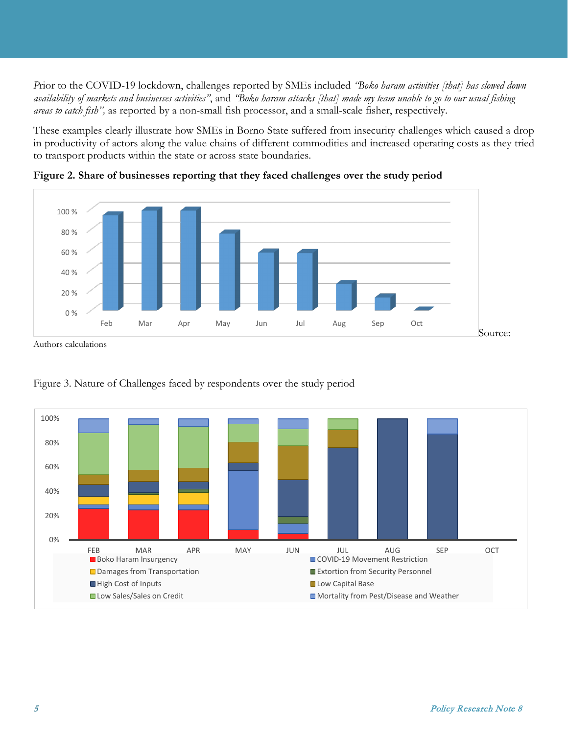Prior to the COVID-19 lockdown, challenges reported by SMEs included *"Boko haram activities [that] has slowed down availability of markets and businesses activities"*, and *"Boko haram attacks [that] made my team unable to go to our usual fishing areas to catch fish",* as reported by a non-small fish processor, and a small-scale fisher, respectively.

These examples clearly illustrate how SMEs in Borno State suffered from insecurity challenges which caused a drop in productivity of actors along the value chains of different commodities and increased operating costs as they tried to transport products within the state or across state boundaries.

**Figure 2. Share of businesses reporting that they faced challenges over the study period**

Source: Authors calculations

Figure 3. Nature of Challenges faced by respondents over the study period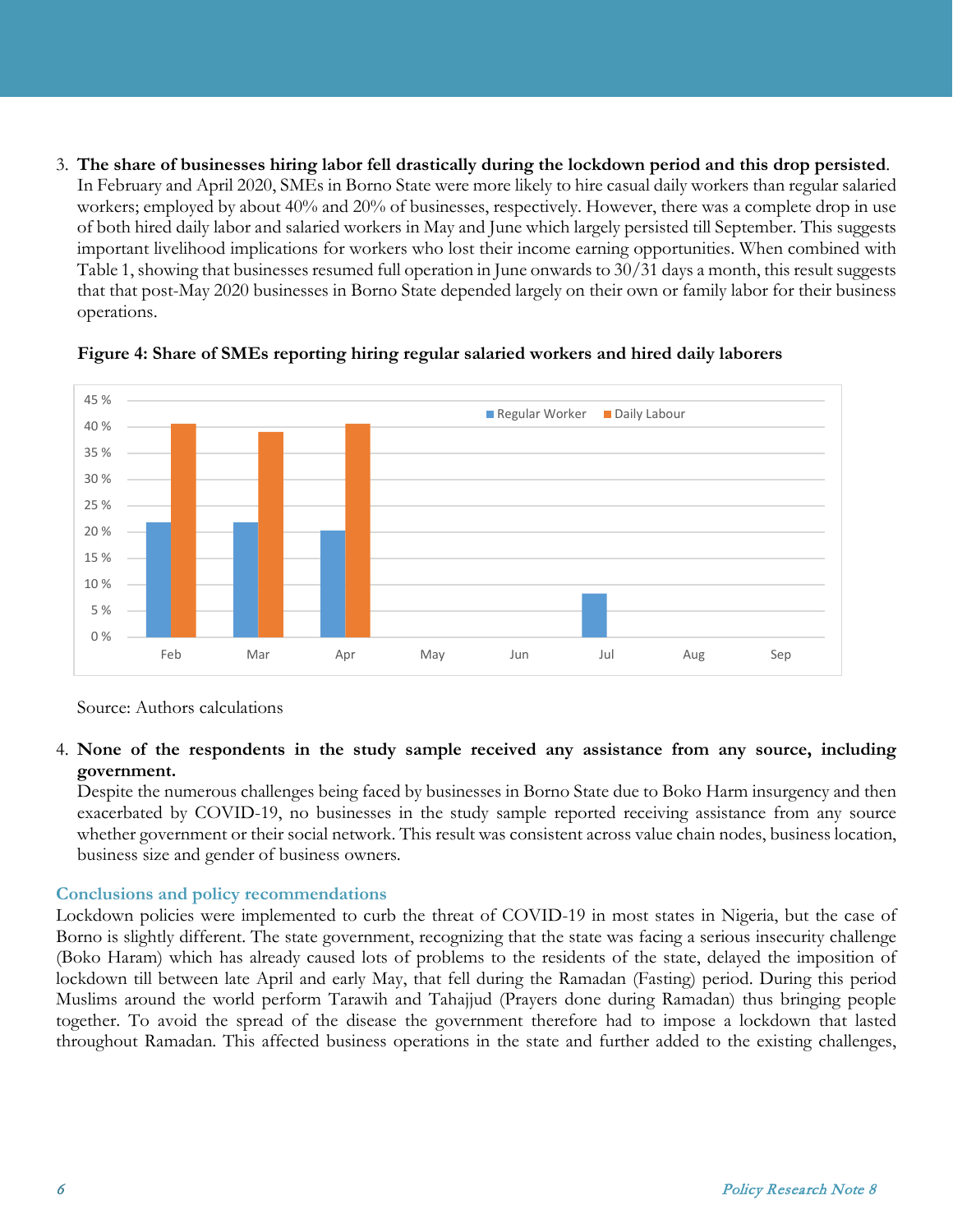3. **The share of businesses hiring labor fell drastically during the lockdown period and this drop persisted**. In February and April 2020, SMEs in Borno State were more likely to hire casual daily workers than regular salaried workers; employed by about 40% and 20% of businesses, respectively. However, there was a complete drop in use of both hired daily labor and salaried workers in May and June which largely persisted till September. This suggests important livelihood implications for workers who lost their income earning opportunities. When combined with Table 1, showing that businesses resumed full operation in June onwards to 30/31 days a month, this result suggests that that post-May 2020 businesses in Borno State depended largely on their own or family labor for their business operations.

**Figure 4: Share of SMEs reporting hiring regular salaried workers and hired daily laborers**

Source: Authors calculations

4. **None of the respondents in the study sample received any assistance from any source, including government.**
   Despite the numerous challenges being faced by businesses in Borno State due to Boko Harm insurgency and then exacerbated by COVID-19, no businesses in the study sample reported receiving assistance from any source whether government or their social network. This result was consistent across value chain nodes, business location, business size and gender of business owners.

## Conclusions and policy recommendations

Lockdown policies were implemented to curb the threat of COVID-19 in most states in Nigeria, but the case of Borno is slightly different. The state government, recognizing that the state was facing a serious insecurity challenge (Boko Haram) which has already caused lots of problems to the residents of the state, delayed the imposition of lockdown till between late April and early May, that fell during the Ramadan (Fasting) period. During this period Muslims around the world perform Tarawih and Tahajjud (Prayers done during Ramadan) thus bringing people together. To avoid the spread of the disease the government therefore had to impose a lockdown that lasted throughout Ramadan. This affected business operations in the state and further added to the existing challenges,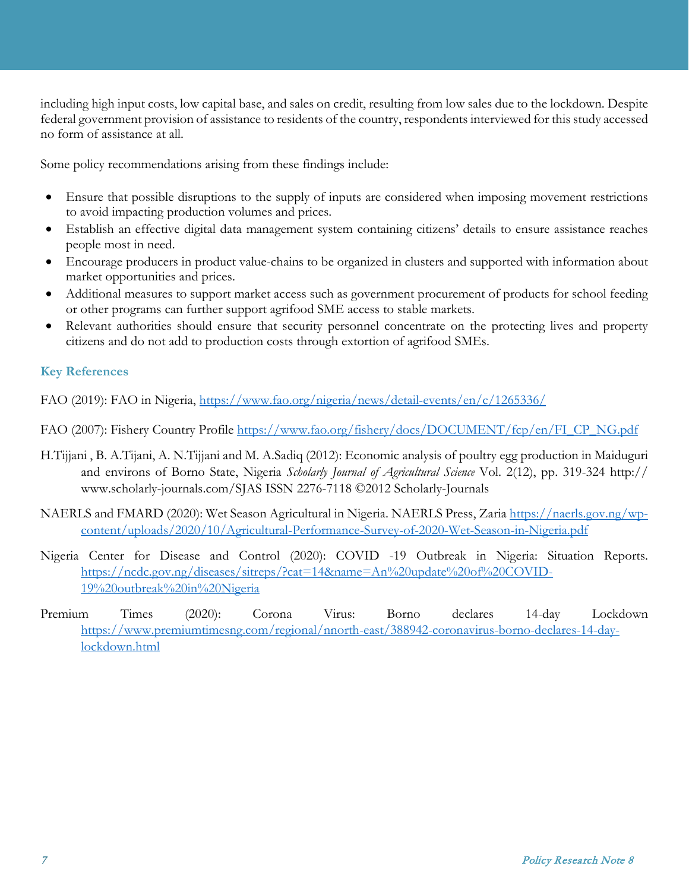including high input costs, low capital base, and sales on credit, resulting from low sales due to the lockdown. Despite federal government provision of assistance to residents of the country, respondents interviewed for this study accessed no form of assistance at all.

Some policy recommendations arising from these findings include:

- Ensure that possible disruptions to the supply of inputs are considered when imposing movement restrictions to avoid impacting production volumes and prices.
- Establish an effective digital data management system containing citizens' details to ensure assistance reaches people most in need.
- Encourage producers in product value-chains to be organized in clusters and supported with information about market opportunities and prices.
- Additional measures to support market access such as government procurement of products for school feeding or other programs can further support agrifood SME access to stable markets.
- Relevant authorities should ensure that security personnel concentrate on the protecting lives and property citizens and do not add to production costs through extortion of agrifood SMEs.

### Key References

FAO (2019): FAO in Nigeria, https://www.fao.org/nigeria/news/detail-events/en/c/1265336/

FAO (2007): Fishery Country Profile https://www.fao.org/fishery/docs/DOCUMENT/fcp/en/FI_CP_NG.pdf

H.Tijjani , B. A.Tijani, A. N.Tijjani and M. A.Sadiq (2012): Economic analysis of poultry egg production in Maiduguri and environs of Borno State, Nigeria *Scholarly Journal of Agricultural Science* Vol. 2(12), pp. 319-324 http://www.scholarly-journals.com/SJAS ISSN 2276-7118 ©2012 Scholarly-Journals

NAERLS and FMARD (2020): Wet Season Agricultural in Nigeria. NAERLS Press, Zaria https://naerls.gov.ng/wp-content/uploads/2020/10/Agricultural-Performance-Survey-of-2020-Wet-Season-in-Nigeria.pdf

Nigeria Center for Disease and Control (2020): COVID -19 Outbreak in Nigeria: Situation Reports. https://ncdc.gov.ng/diseases/sitreps/?cat=14&name=An%20update%20of%20COVID-19%20outbreak%20in%20Nigeria

Premium Times (2020): Corona Virus: Borno declares 14-day Lockdown https://www.premiumtimesng.com/regional/nnorth-east/388942-coronavirus-borno-declares-14-day-lockdown.html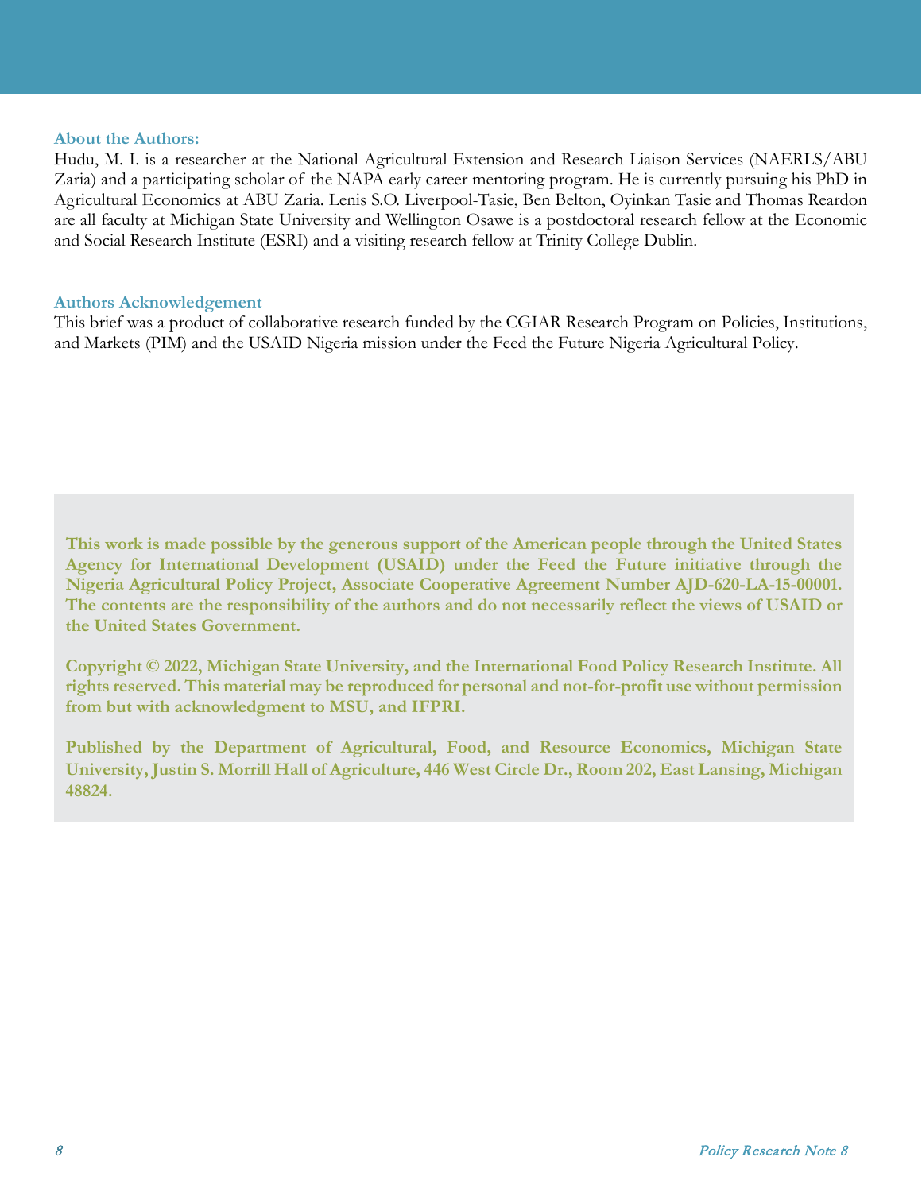### About the Authors:

Hudu, M. I. is a researcher at the National Agricultural Extension and Research Liaison Services (NAERLS/ABU Zaria) and a participating scholar of the NAPA early career mentoring program. He is currently pursuing his PhD in Agricultural Economics at ABU Zaria. Lenis S.O. Liverpool-Tasie, Ben Belton, Oyinkan Tasie and Thomas Reardon are all faculty at Michigan State University and Wellington Osawe is a postdoctoral research fellow at the Economic and Social Research Institute (ESRI) and a visiting research fellow at Trinity College Dublin.

### Authors Acknowledgement

This brief was a product of collaborative research funded by the CGIAR Research Program on Policies, Institutions, and Markets (PIM) and the USAID Nigeria mission under the Feed the Future Nigeria Agricultural Policy.

**This work is made possible by the generous support of the American people through the United States Agency for International Development (USAID) under the Feed the Future initiative through the Nigeria Agricultural Policy Project, Associate Cooperative Agreement Number AJD-620-LA-15-00001. The contents are the responsibility of the authors and do not necessarily reflect the views of USAID or the United States Government.**

**Copyright © 2022, Michigan State University, and the International Food Policy Research Institute. All rights reserved. This material may be reproduced for personal and not-for-profit use without permission from but with acknowledgment to MSU, and IFPRI.**

**Published by the Department of Agricultural, Food, and Resource Economics, Michigan State University, Justin S. Morrill Hall of Agriculture, 446 West Circle Dr., Room 202, East Lansing, Michigan 48824.**